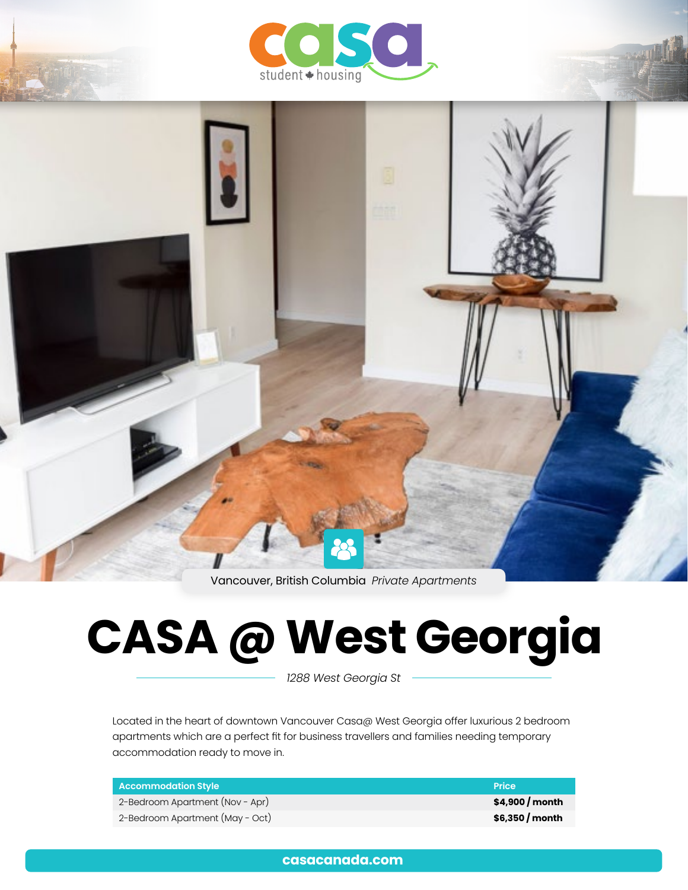casa student housing

Vancouver, British Columbia *Private Apartments*

# CASA @ West Georgia

*1288 West Georgia St*

Located in the heart of downtown Vancouver Casa@ West Georgia offer luxurious 2 bedroom apartments which are a perfect fit for business travellers and families needing temporary accommodation ready to move in.

| Accommodation Style | Price |
| --- | --- |
| 2-Bedroom Apartment (Nov - Apr) | **$4,900 / month** |
| 2-Bedroom Apartment (May - Oct) | **$6,350 / month** |

**casacanada.com**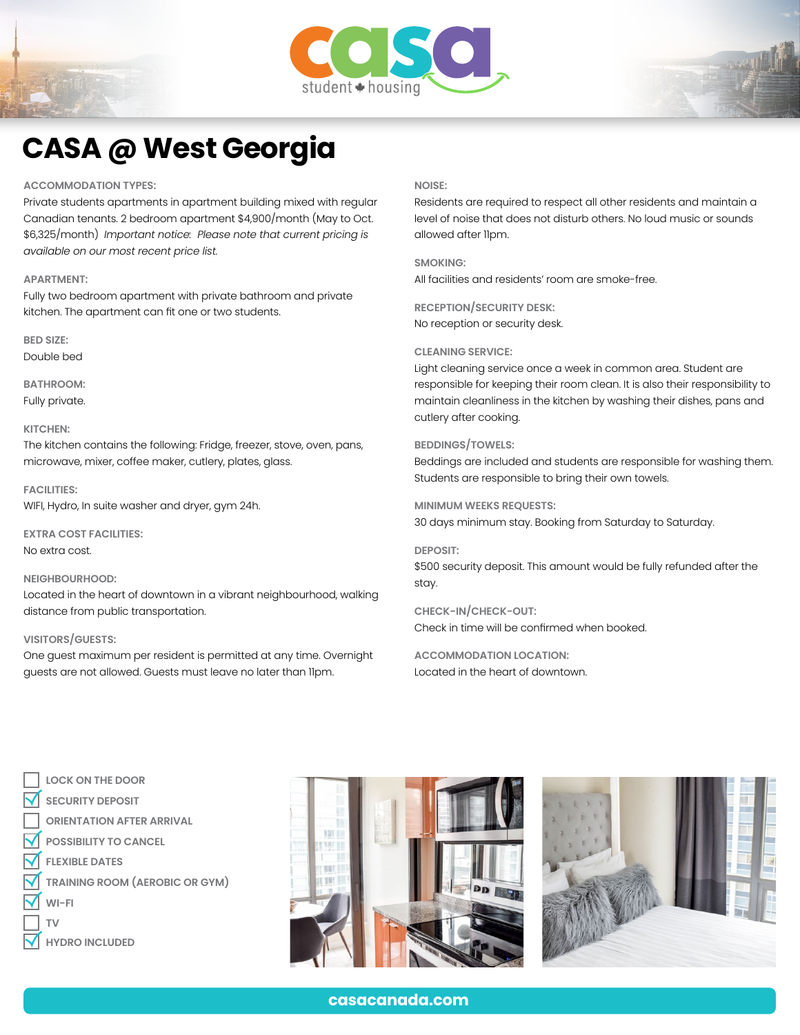# CASA @ West Georgia

**ACCOMMODATION TYPES:**
Private students apartments in apartment building mixed with regular Canadian tenants. 2 bedroom apartment $4,900/month (May to Oct. $6,325/month) *Important notice: Please note that current pricing is available on our most recent price list.*

**APARTMENT:**
Fully two bedroom apartment with private bathroom and private kitchen. The apartment can fit one or two students.

**BED SIZE:**
Double bed

**BATHROOM:**
Fully private.

**KITCHEN:**
The kitchen contains the following: Fridge, freezer, stove, oven, pans, microwave, mixer, coffee maker, cutlery, plates, glass.

**FACILITIES:**
WIFI, Hydro, In suite washer and dryer, gym 24h.

**EXTRA COST FACILITIES:**
No extra cost.

**NEIGHBOURHOOD:**
Located in the heart of downtown in a vibrant neighbourhood, walking distance from public transportation.

**VISITORS/GUESTS:**
One guest maximum per resident is permitted at any time. Overnight guests are not allowed. Guests must leave no later than 11pm.

**NOISE:**
Residents are required to respect all other residents and maintain a level of noise that does not disturb others. No loud music or sounds allowed after 11pm.

**SMOKING:**
All facilities and residents' room are smoke-free.

**RECEPTION/SECURITY DESK:**
No reception or security desk.

**CLEANING SERVICE:**
Light cleaning service once a week in common area. Student are responsible for keeping their room clean. It is also their responsibility to maintain cleanliness in the kitchen by washing their dishes, pans and cutlery after cooking.

**BEDDINGS/TOWELS:**
Beddings are included and students are responsible for washing them. Students are responsible to bring their own towels.

**MINIMUM WEEKS REQUESTS:**
30 days minimum stay. Booking from Saturday to Saturday.

**DEPOSIT:**
$500 security deposit. This amount would be fully refunded after the stay.

**CHECK-IN/CHECK-OUT:**
Check in time will be confirmed when booked.

**ACCOMMODATION LOCATION:**
Located in the heart of downtown.

- [ ] LOCK ON THE DOOR
- [x] SECURITY DEPOSIT
- [ ] ORIENTATION AFTER ARRIVAL
- [x] POSSIBILITY TO CANCEL
- [x] FLEXIBLE DATES
- [x] TRAINING ROOM (AEROBIC OR GYM)
- [x] WI-FI
- [ ] TV
- [x] HYDRO INCLUDED

casacanada.com